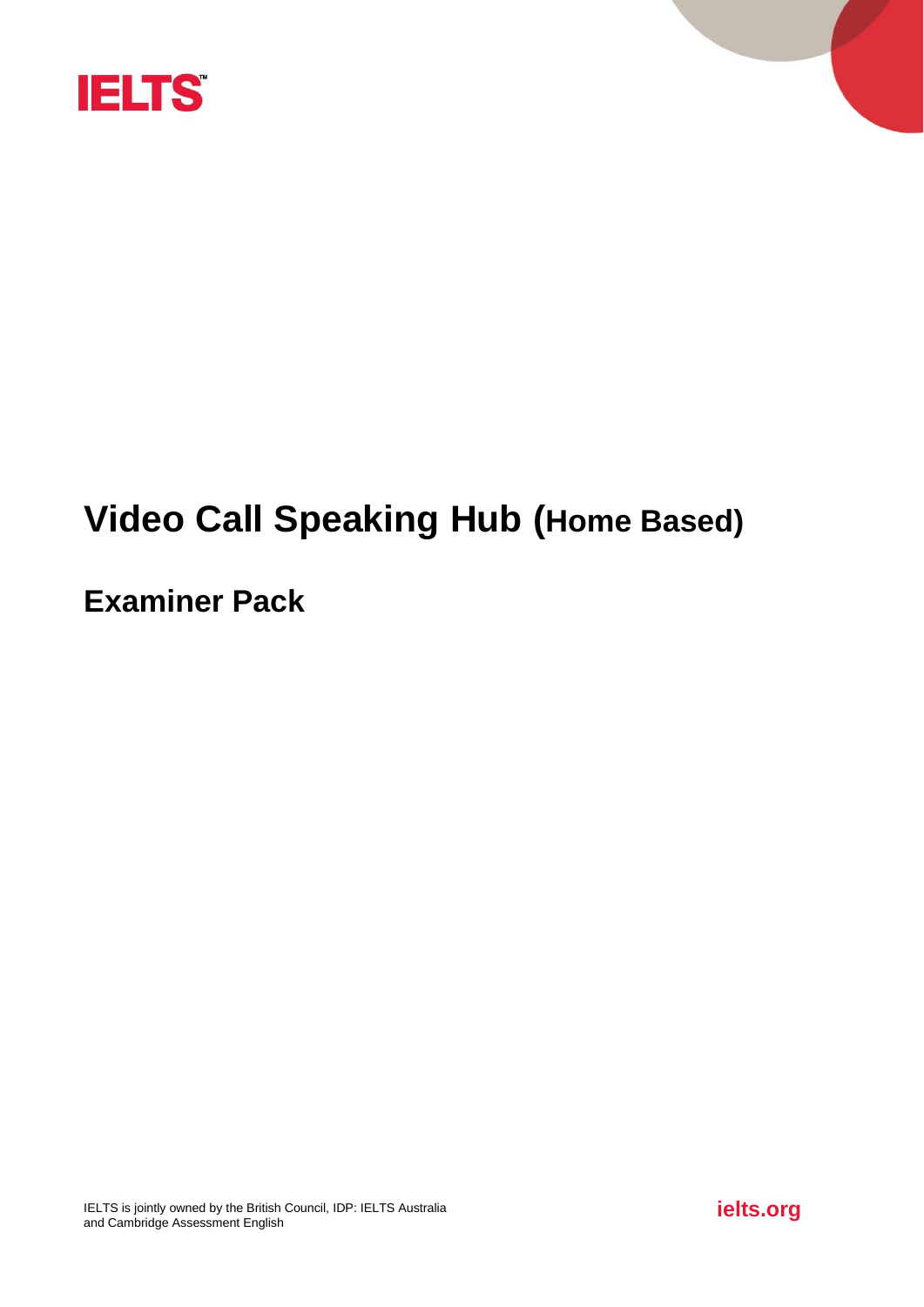IELTS™

# Video Call Speaking Hub (Home Based)

## Examiner Pack

IELTS is jointly owned by the British Council, IDP: IELTS Australia and Cambridge Assessment English

ielts.org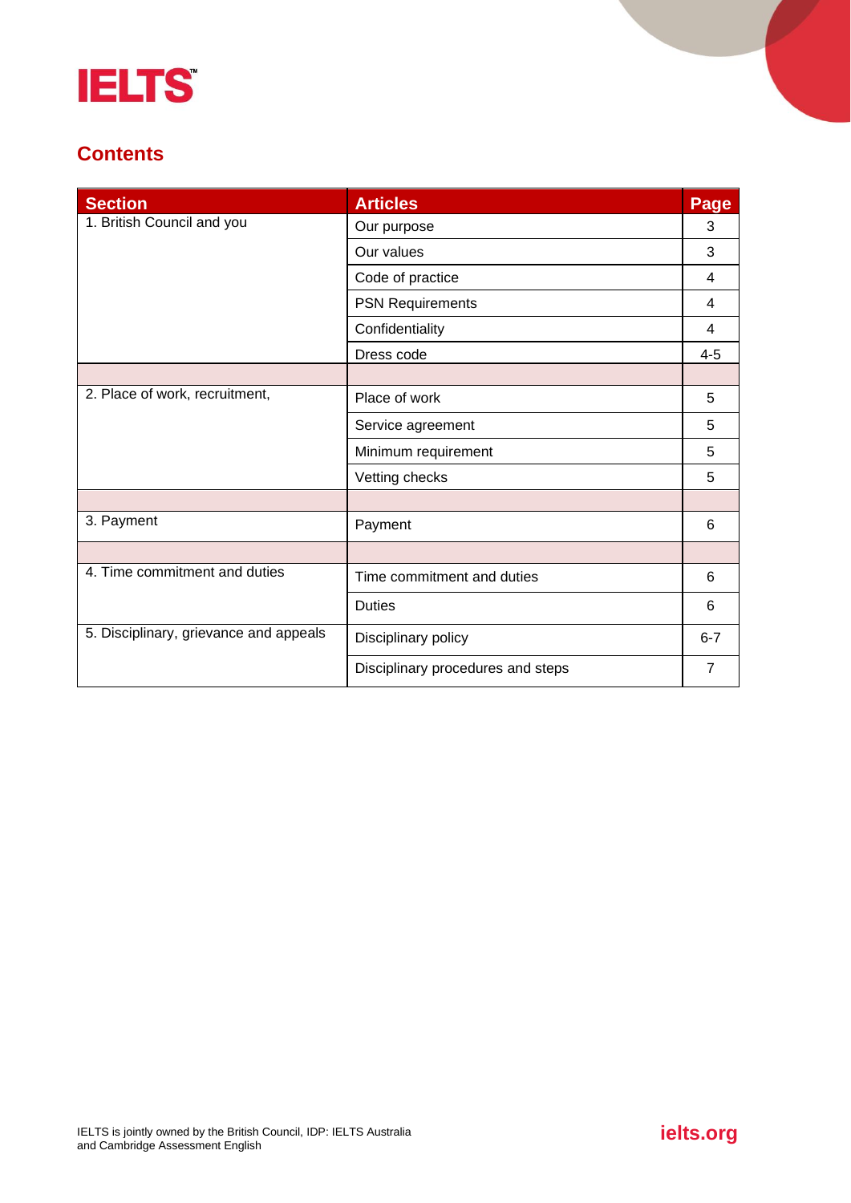## Contents

| Section | Articles | Page |
|---|---|---|
| 1. British Council and you | Our purpose | 3 |
| | Our values | 3 |
| | Code of practice | 4 |
| | PSN Requirements | 4 |
| | Confidentiality | 4 |
| | Dress code | 4-5 |
| | | |
| 2. Place of work, recruitment, | Place of work | 5 |
| | Service agreement | 5 |
| | Minimum requirement | 5 |
| | Vetting checks | 5 |
| | | |
| 3. Payment | Payment | 6 |
| | | |
| 4. Time commitment and duties | Time commitment and duties | 6 |
| | Duties | 6 |
| 5. Disciplinary, grievance and appeals | Disciplinary policy | 6-7 |
| | Disciplinary procedures and steps | 7 |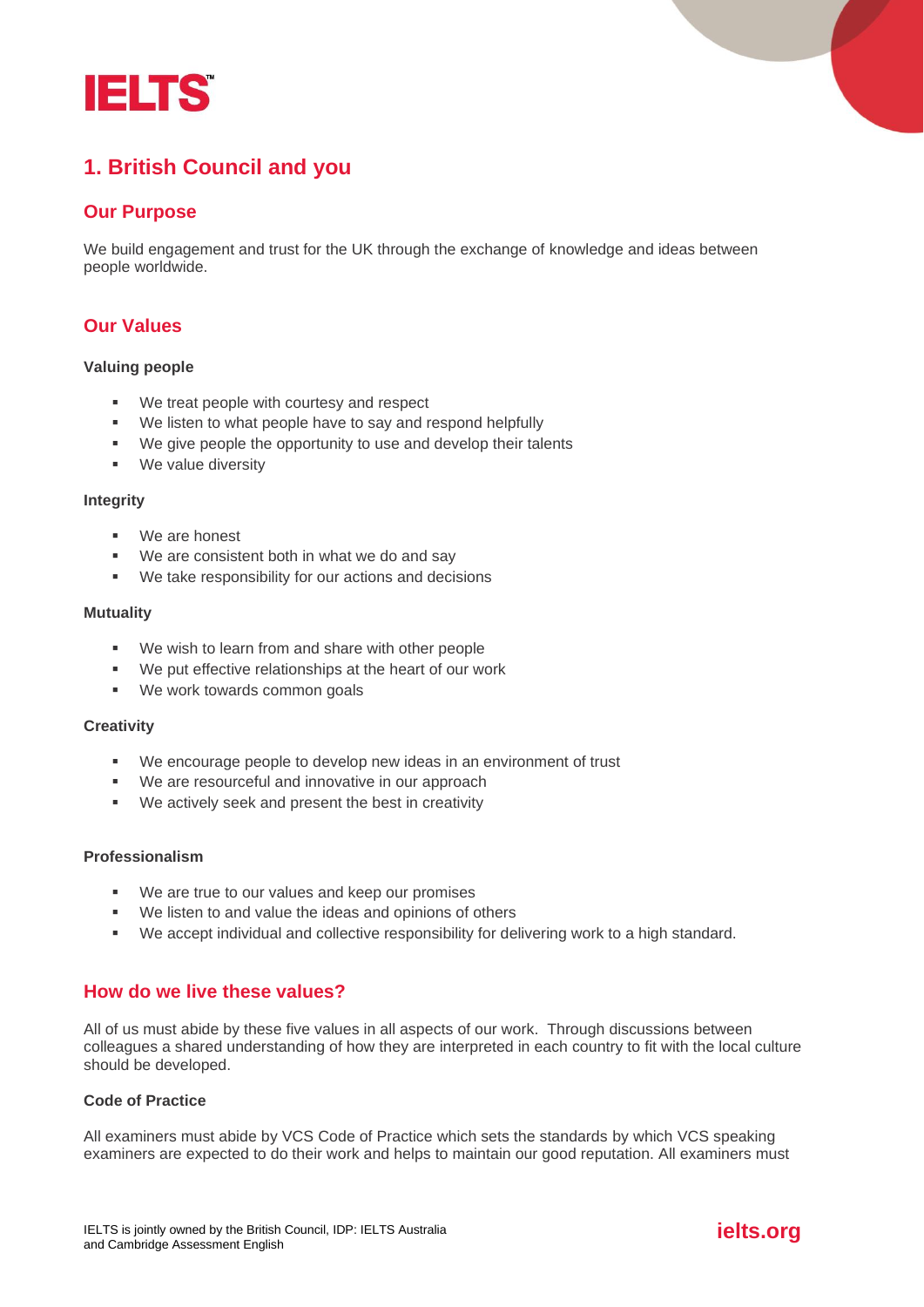## 1. British Council and you

### Our Purpose

We build engagement and trust for the UK through the exchange of knowledge and ideas between people worldwide.

### Our Values

**Valuing people**

- We treat people with courtesy and respect
- We listen to what people have to say and respond helpfully
- We give people the opportunity to use and develop their talents
- We value diversity

**Integrity**

- We are honest
- We are consistent both in what we do and say
- We take responsibility for our actions and decisions

**Mutuality**

- We wish to learn from and share with other people
- We put effective relationships at the heart of our work
- We work towards common goals

**Creativity**

- We encourage people to develop new ideas in an environment of trust
- We are resourceful and innovative in our approach
- We actively seek and present the best in creativity

**Professionalism**

- We are true to our values and keep our promises
- We listen to and value the ideas and opinions of others
- We accept individual and collective responsibility for delivering work to a high standard.

### How do we live these values?

All of us must abide by these five values in all aspects of our work. Through discussions between colleagues a shared understanding of how they are interpreted in each country to fit with the local culture should be developed.

**Code of Practice**

All examiners must abide by VCS Code of Practice which sets the standards by which VCS speaking examiners are expected to do their work and helps to maintain our good reputation. All examiners must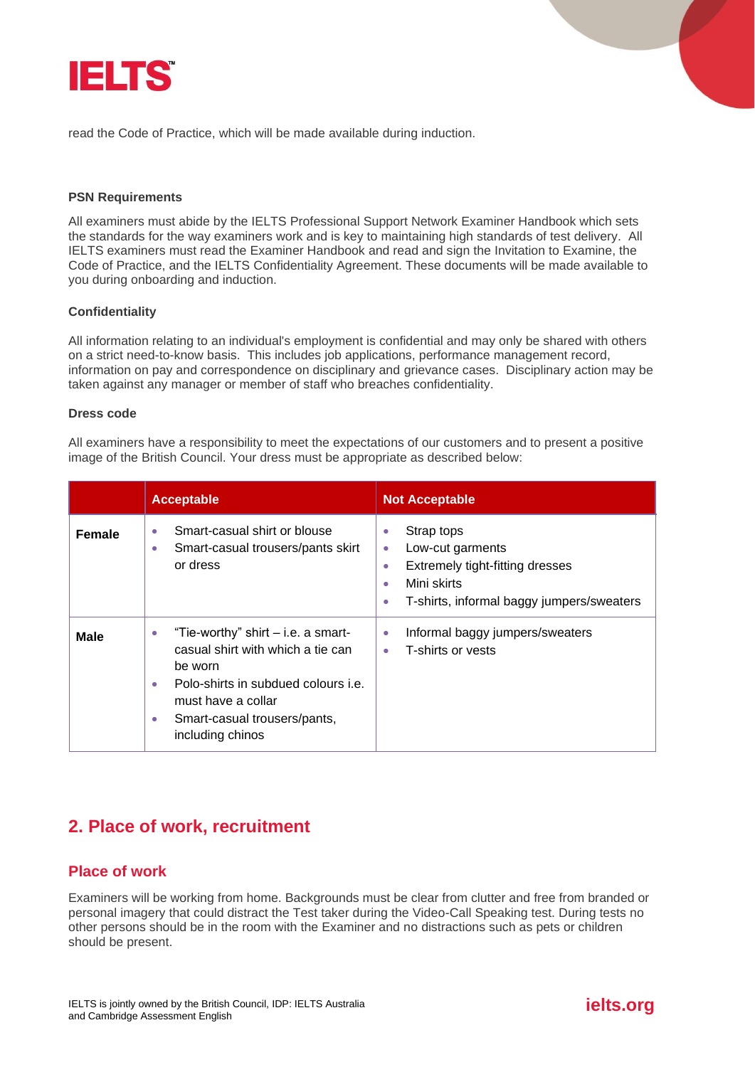read the Code of Practice, which will be made available during induction.

**PSN Requirements**

All examiners must abide by the IELTS Professional Support Network Examiner Handbook which sets the standards for the way examiners work and is key to maintaining high standards of test delivery. All IELTS examiners must read the Examiner Handbook and read and sign the Invitation to Examine, the Code of Practice, and the IELTS Confidentiality Agreement. These documents will be made available to you during onboarding and induction.

**Confidentiality**

All information relating to an individual's employment is confidential and may only be shared with others on a strict need-to-know basis. This includes job applications, performance management record, information on pay and correspondence on disciplinary and grievance cases. Disciplinary action may be taken against any manager or member of staff who breaches confidentiality.

**Dress code**

All examiners have a responsibility to meet the expectations of our customers and to present a positive image of the British Council. Your dress must be appropriate as described below:

| | Acceptable | Not Acceptable |
|---|---|---|
| **Female** | • Smart-casual shirt or blouse<br>• Smart-casual trousers/pants skirt or dress | • Strap tops<br>• Low-cut garments<br>• Extremely tight-fitting dresses<br>• Mini skirts<br>• T-shirts, informal baggy jumpers/sweaters |
| **Male** | • "Tie-worthy" shirt – i.e. a smart-casual shirt with which a tie can be worn<br>• Polo-shirts in subdued colours i.e. must have a collar<br>• Smart-casual trousers/pants, including chinos | • Informal baggy jumpers/sweaters<br>• T-shirts or vests |

## 2. Place of work, recruitment

### Place of work

Examiners will be working from home. Backgrounds must be clear from clutter and free from branded or personal imagery that could distract the Test taker during the Video-Call Speaking test. During tests no other persons should be in the room with the Examiner and no distractions such as pets or children should be present.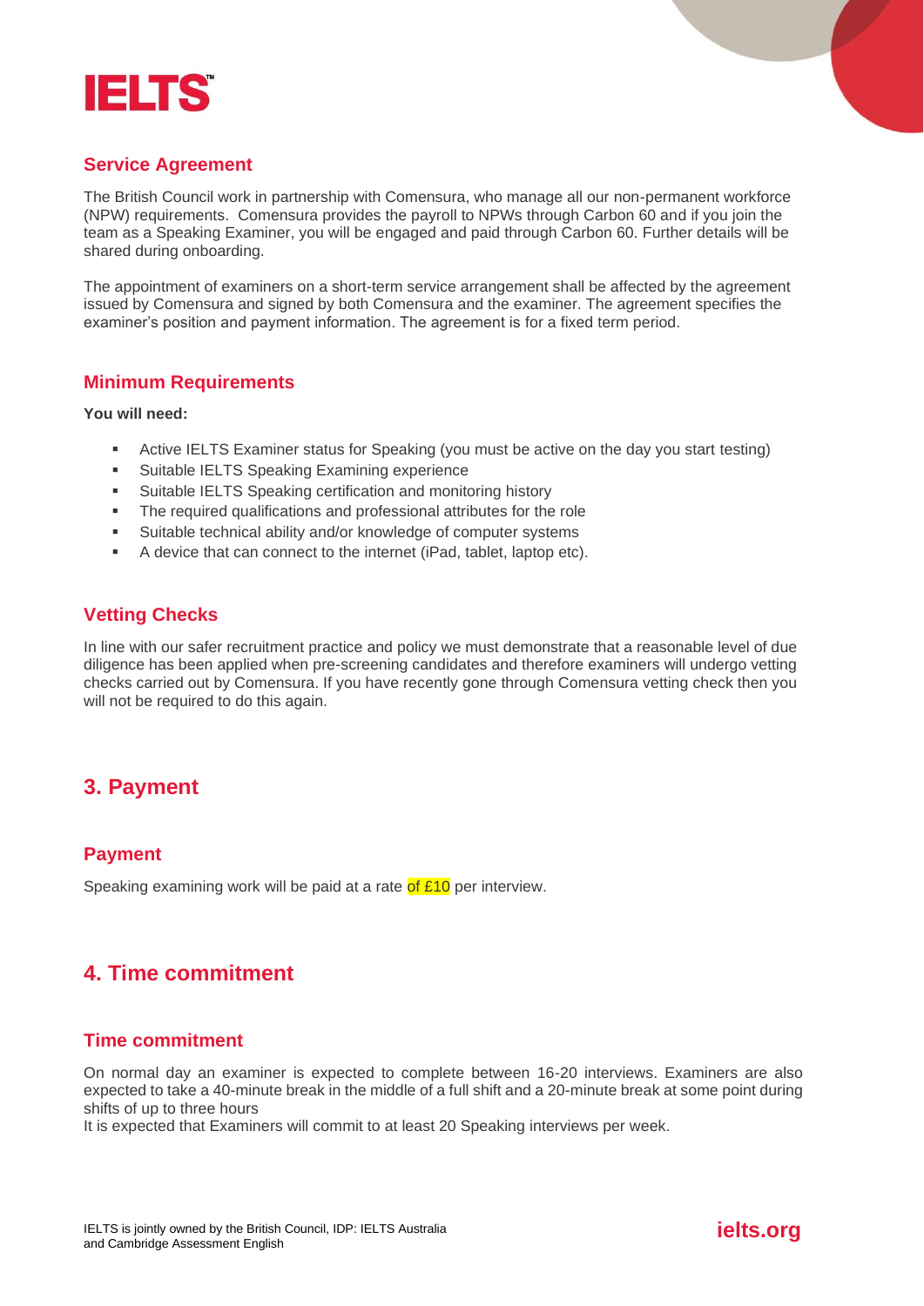## Service Agreement

The British Council work in partnership with Comensura, who manage all our non-permanent workforce (NPW) requirements. Comensura provides the payroll to NPWs through Carbon 60 and if you join the team as a Speaking Examiner, you will be engaged and paid through Carbon 60. Further details will be shared during onboarding.

The appointment of examiners on a short-term service arrangement shall be affected by the agreement issued by Comensura and signed by both Comensura and the examiner. The agreement specifies the examiner's position and payment information. The agreement is for a fixed term period.

## Minimum Requirements

**You will need:**

- Active IELTS Examiner status for Speaking (you must be active on the day you start testing)
- Suitable IELTS Speaking Examining experience
- Suitable IELTS Speaking certification and monitoring history
- The required qualifications and professional attributes for the role
- Suitable technical ability and/or knowledge of computer systems
- A device that can connect to the internet (iPad, tablet, laptop etc).

## Vetting Checks

In line with our safer recruitment practice and policy we must demonstrate that a reasonable level of due diligence has been applied when pre-screening candidates and therefore examiners will undergo vetting checks carried out by Comensura. If you have recently gone through Comensura vetting check then you will not be required to do this again.

# 3. Payment

## Payment

Speaking examining work will be paid at a rate of £10 per interview.

# 4. Time commitment

## Time commitment

On normal day an examiner is expected to complete between 16-20 interviews. Examiners are also expected to take a 40-minute break in the middle of a full shift and a 20-minute break at some point during shifts of up to three hours

It is expected that Examiners will commit to at least 20 Speaking interviews per week.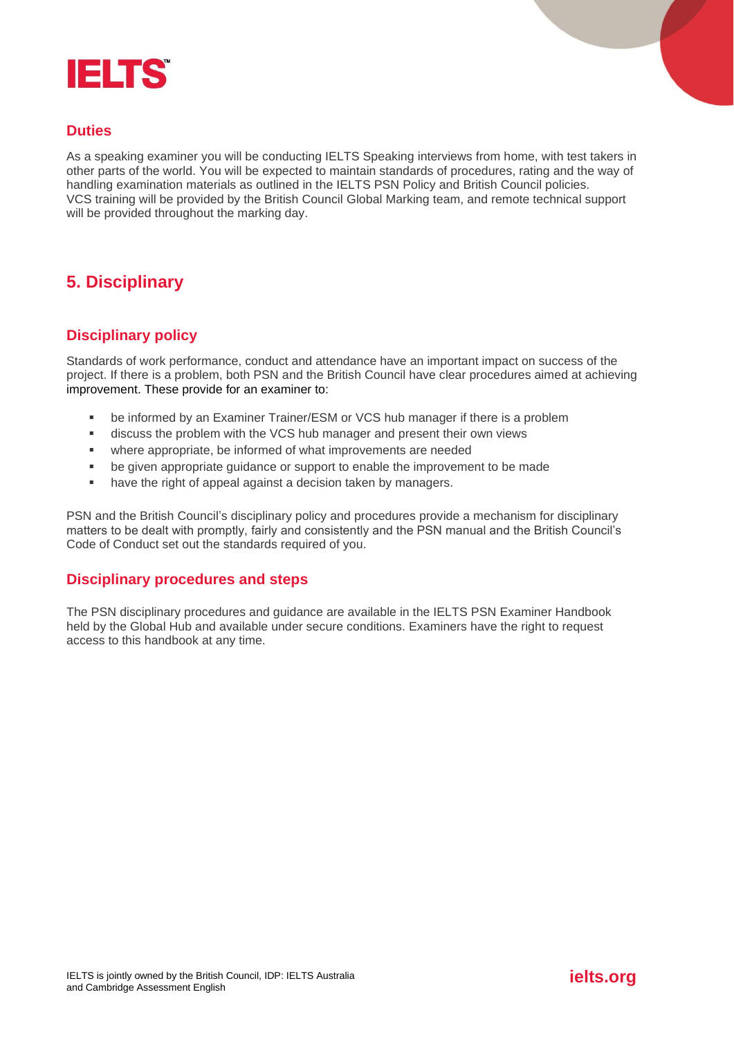### Duties

As a speaking examiner you will be conducting IELTS Speaking interviews from home, with test takers in other parts of the world. You will be expected to maintain standards of procedures, rating and the way of handling examination materials as outlined in the IELTS PSN Policy and British Council policies. VCS training will be provided by the British Council Global Marking team, and remote technical support will be provided throughout the marking day.

## 5. Disciplinary

### Disciplinary policy

Standards of work performance, conduct and attendance have an important impact on success of the project. If there is a problem, both PSN and the British Council have clear procedures aimed at achieving improvement. These provide for an examiner to:

- be informed by an Examiner Trainer/ESM or VCS hub manager if there is a problem
- discuss the problem with the VCS hub manager and present their own views
- where appropriate, be informed of what improvements are needed
- be given appropriate guidance or support to enable the improvement to be made
- have the right of appeal against a decision taken by managers.

PSN and the British Council's disciplinary policy and procedures provide a mechanism for disciplinary matters to be dealt with promptly, fairly and consistently and the PSN manual and the British Council's Code of Conduct set out the standards required of you.

### Disciplinary procedures and steps

The PSN disciplinary procedures and guidance are available in the IELTS PSN Examiner Handbook held by the Global Hub and available under secure conditions. Examiners have the right to request access to this handbook at any time.